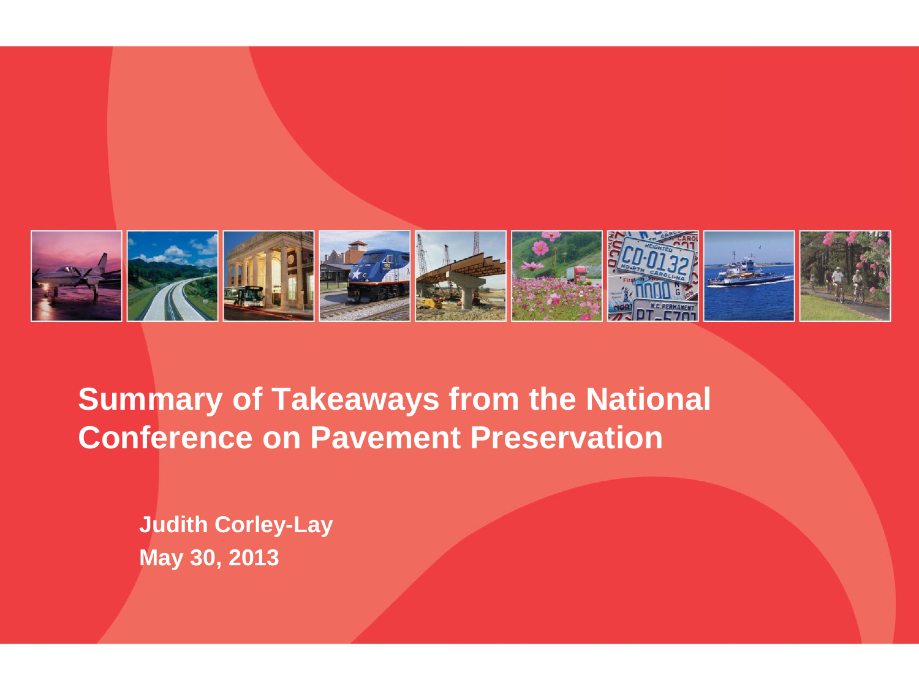# Summary of Takeaways from the National Conference on Pavement Preservation

**Judith Corley-Lay**

**May 30, 2013**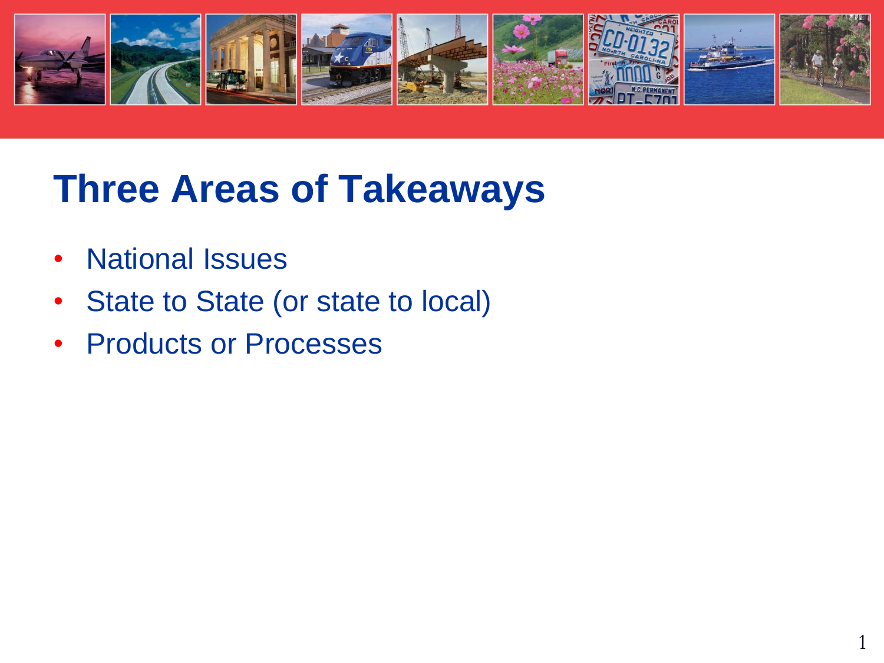# Three Areas of Takeaways

- National Issues
- State to State (or state to local)
- Products or Processes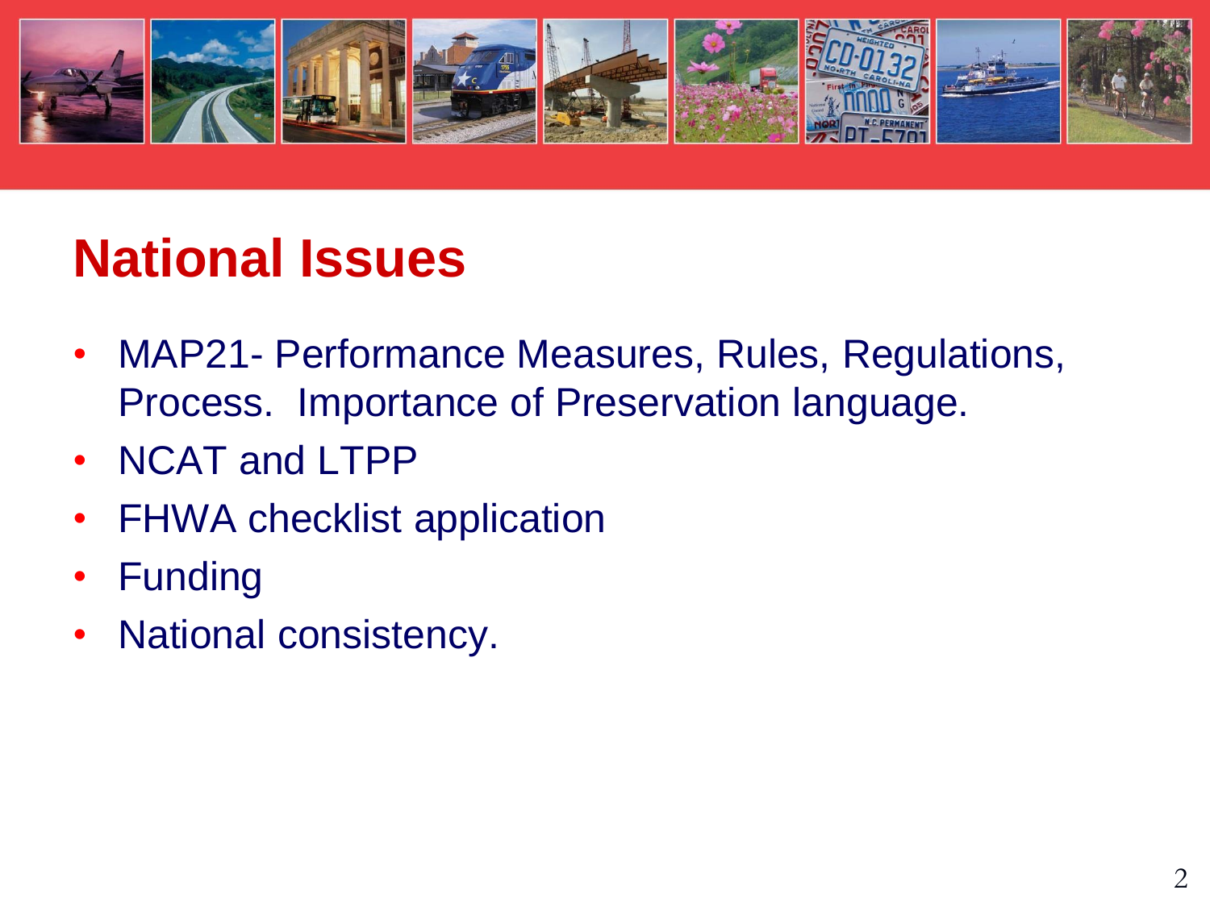## National Issues

- MAP21- Performance Measures, Rules, Regulations, Process. Importance of Preservation language.
- NCAT and LTPP
- FHWA checklist application
- Funding
- National consistency.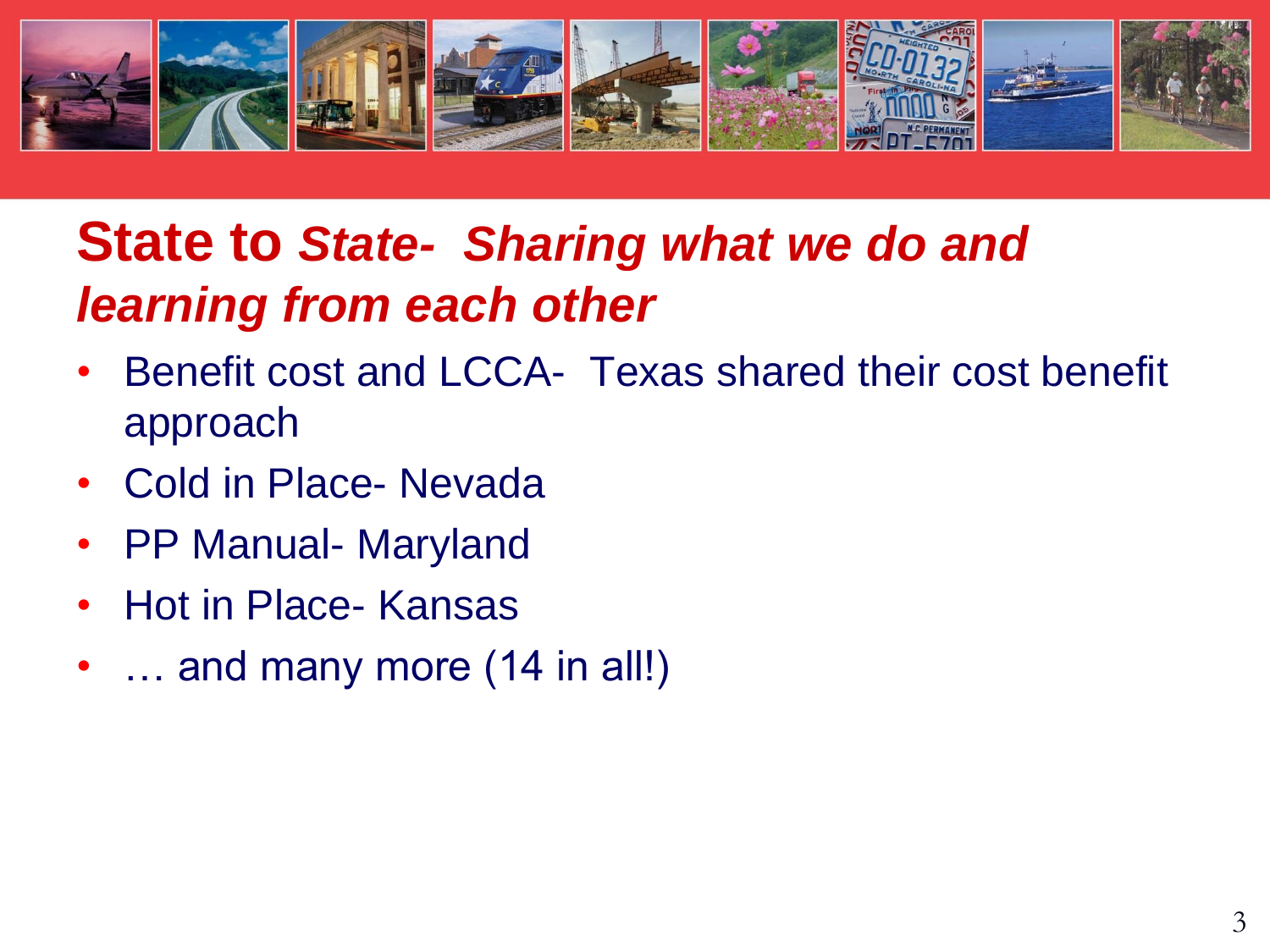## State to *State- Sharing what we do and learning from each other*

- Benefit cost and LCCA- Texas shared their cost benefit approach
- Cold in Place- Nevada
- PP Manual- Maryland
- Hot in Place- Kansas
- … and many more (14 in all!)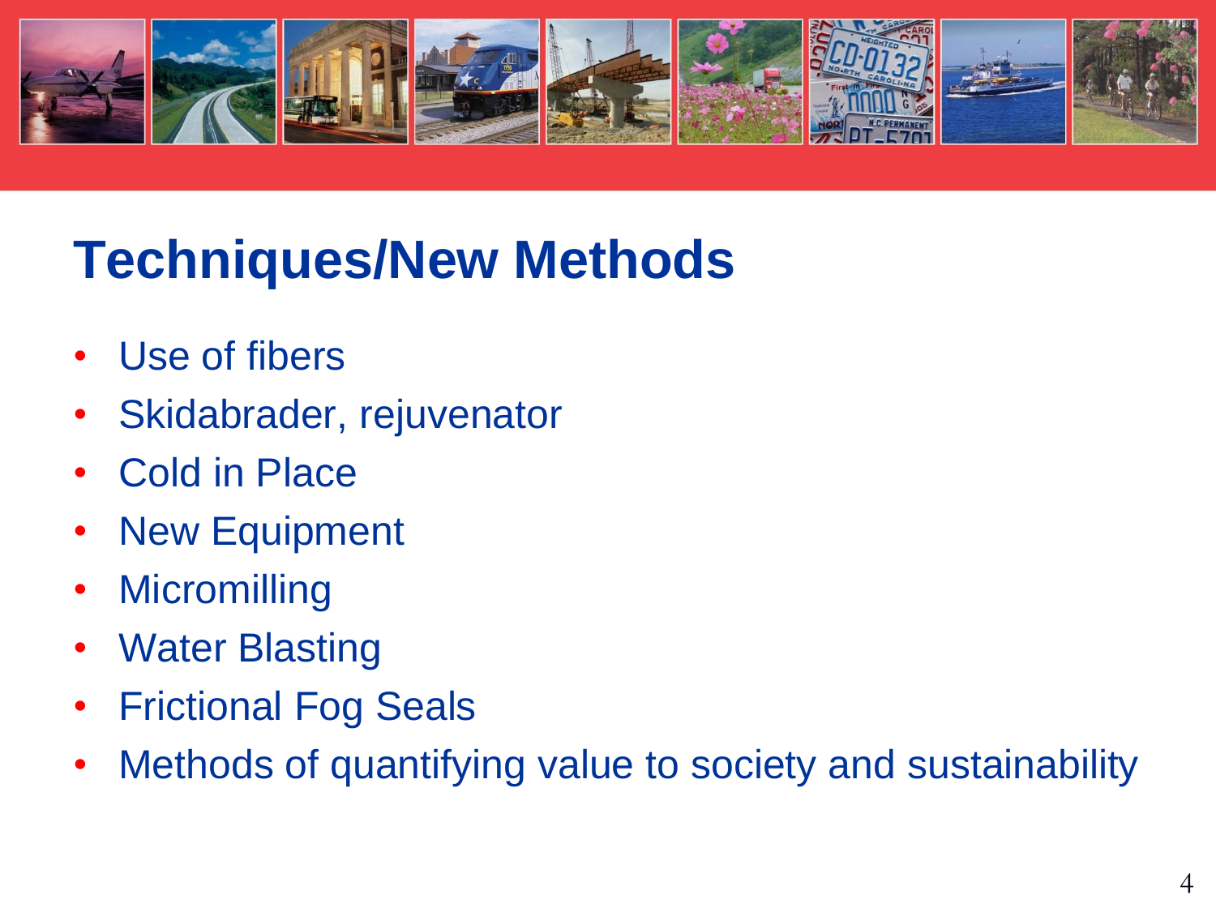# Techniques/New Methods

- Use of fibers
- Skidabrader, rejuvenator
- Cold in Place
- New Equipment
- Micromilling
- Water Blasting
- Frictional Fog Seals
- Methods of quantifying value to society and sustainability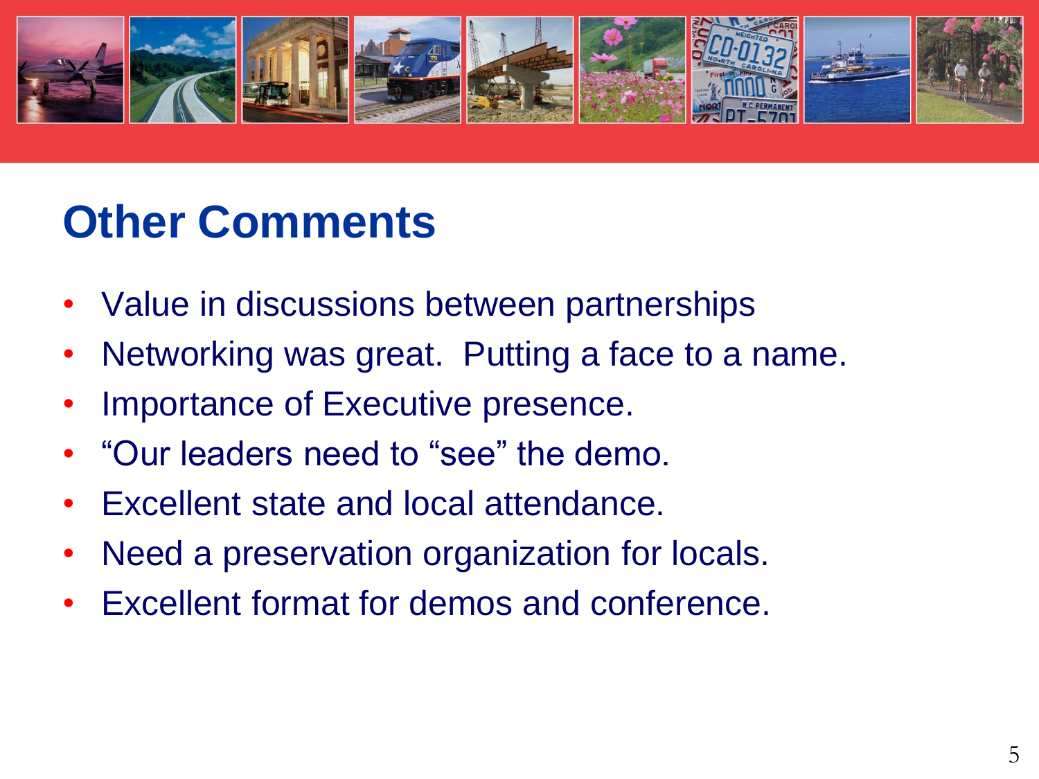# Other Comments

- Value in discussions between partnerships
- Networking was great. Putting a face to a name.
- Importance of Executive presence.
- "Our leaders need to "see" the demo.
- Excellent state and local attendance.
- Need a preservation organization for locals.
- Excellent format for demos and conference.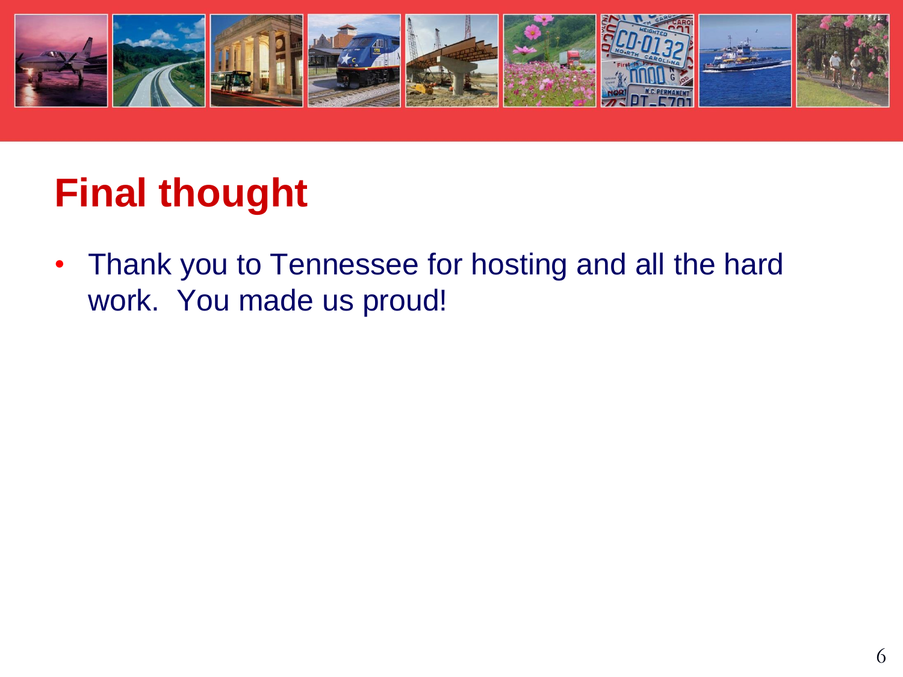# Final thought

- Thank you to Tennessee for hosting and all the hard work. You made us proud!